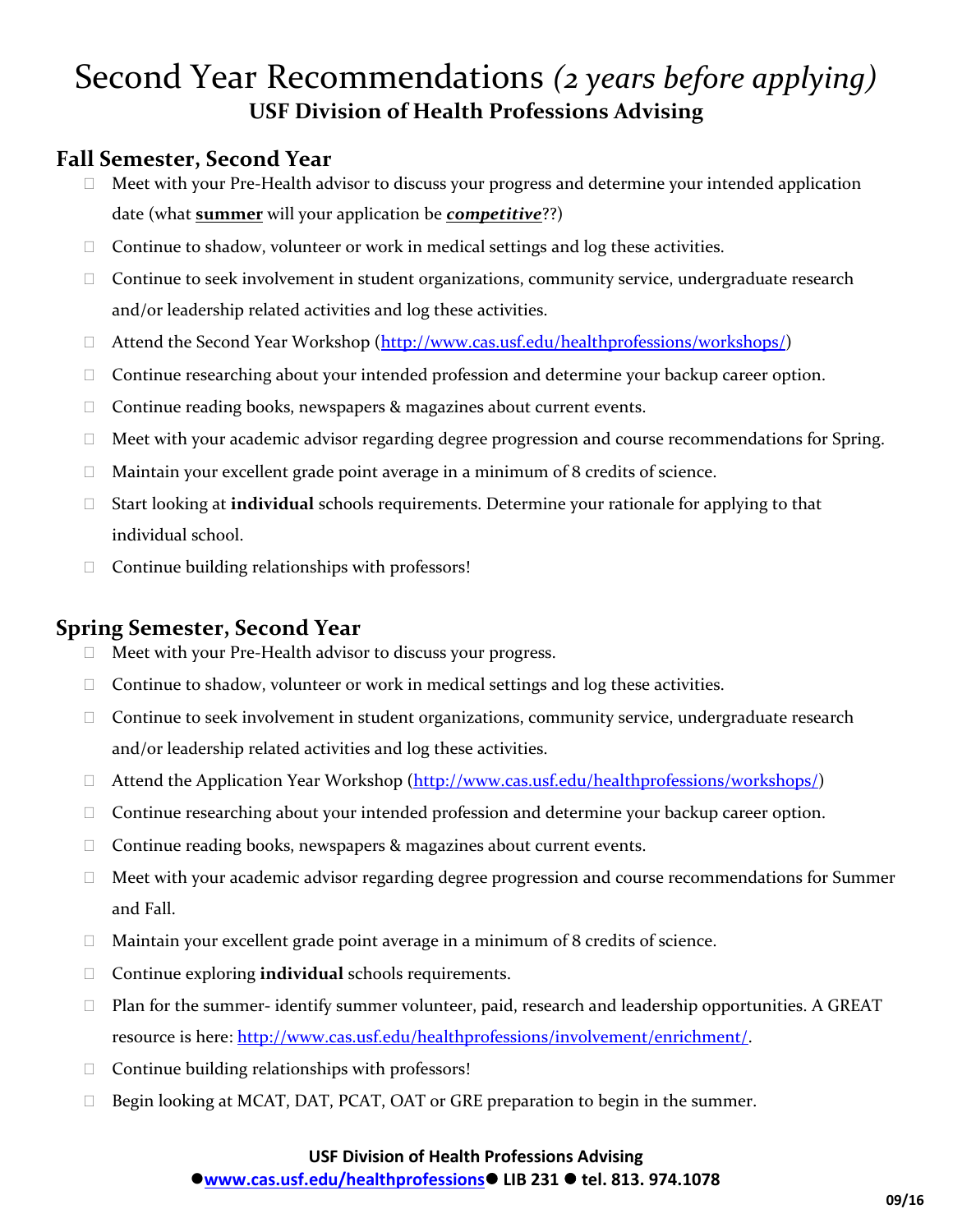# Second Year Recommendations *(2 years before applying)*

**USF Division of Health Professions Advising**

## Fall Semester, Second Year

- Meet with your Pre-Health advisor to discuss your progress and determine your intended application date (what **summer** will your application be ***competitive***??)
- Continue to shadow, volunteer or work in medical settings and log these activities.
- Continue to seek involvement in student organizations, community service, undergraduate research and/or leadership related activities and log these activities.
- Attend the Second Year Workshop (http://www.cas.usf.edu/healthprofessions/workshops/)
- Continue researching about your intended profession and determine your backup career option.
- Continue reading books, newspapers & magazines about current events.
- Meet with your academic advisor regarding degree progression and course recommendations for Spring.
- Maintain your excellent grade point average in a minimum of 8 credits of science.
- Start looking at **individual** schools requirements. Determine your rationale for applying to that individual school.
- Continue building relationships with professors!

## Spring Semester, Second Year

- Meet with your Pre-Health advisor to discuss your progress.
- Continue to shadow, volunteer or work in medical settings and log these activities.
- Continue to seek involvement in student organizations, community service, undergraduate research and/or leadership related activities and log these activities.
- Attend the Application Year Workshop (http://www.cas.usf.edu/healthprofessions/workshops/)
- Continue researching about your intended profession and determine your backup career option.
- Continue reading books, newspapers & magazines about current events.
- Meet with your academic advisor regarding degree progression and course recommendations for Summer and Fall.
- Maintain your excellent grade point average in a minimum of 8 credits of science.
- Continue exploring **individual** schools requirements.
- Plan for the summer- identify summer volunteer, paid, research and leadership opportunities. A GREAT resource is here: http://www.cas.usf.edu/healthprofessions/involvement/enrichment/.
- Continue building relationships with professors!
- Begin looking at MCAT, DAT, PCAT, OAT or GRE preparation to begin in the summer.

**USF Division of Health Professions Advising**
**● www.cas.usf.edu/healthprofessions ● LIB 231 ● tel. 813. 974.1078**

**09/16**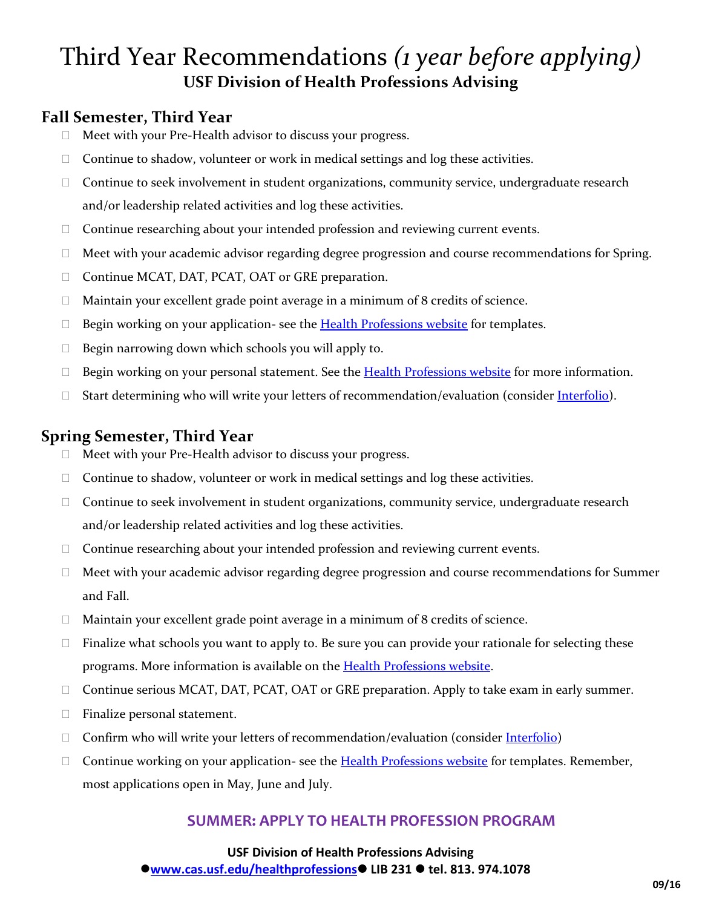# Third Year Recommendations *(1 year before applying)*

## USF Division of Health Professions Advising

### Fall Semester, Third Year

- Meet with your Pre-Health advisor to discuss your progress.
- Continue to shadow, volunteer or work in medical settings and log these activities.
- Continue to seek involvement in student organizations, community service, undergraduate research and/or leadership related activities and log these activities.
- Continue researching about your intended profession and reviewing current events.
- Meet with your academic advisor regarding degree progression and course recommendations for Spring.
- Continue MCAT, DAT, PCAT, OAT or GRE preparation.
- Maintain your excellent grade point average in a minimum of 8 credits of science.
- Begin working on your application- see the Health Professions website for templates.
- Begin narrowing down which schools you will apply to.
- Begin working on your personal statement. See the Health Professions website for more information.
- Start determining who will write your letters of recommendation/evaluation (consider Interfolio).

### Spring Semester, Third Year

- Meet with your Pre-Health advisor to discuss your progress.
- Continue to shadow, volunteer or work in medical settings and log these activities.
- Continue to seek involvement in student organizations, community service, undergraduate research and/or leadership related activities and log these activities.
- Continue researching about your intended profession and reviewing current events.
- Meet with your academic advisor regarding degree progression and course recommendations for Summer and Fall.
- Maintain your excellent grade point average in a minimum of 8 credits of science.
- Finalize what schools you want to apply to. Be sure you can provide your rationale for selecting these programs. More information is available on the Health Professions website.
- Continue serious MCAT, DAT, PCAT, OAT or GRE preparation. Apply to take exam in early summer.
- Finalize personal statement.
- Confirm who will write your letters of recommendation/evaluation (consider Interfolio)
- Continue working on your application- see the Health Professions website for templates. Remember, most applications open in May, June and July.

**SUMMER: APPLY TO HEALTH PROFESSION PROGRAM**

**USF Division of Health Professions Advising**
**● www.cas.usf.edu/healthprofessions ● LIB 231 ● tel. 813. 974.1078**

**09/16**